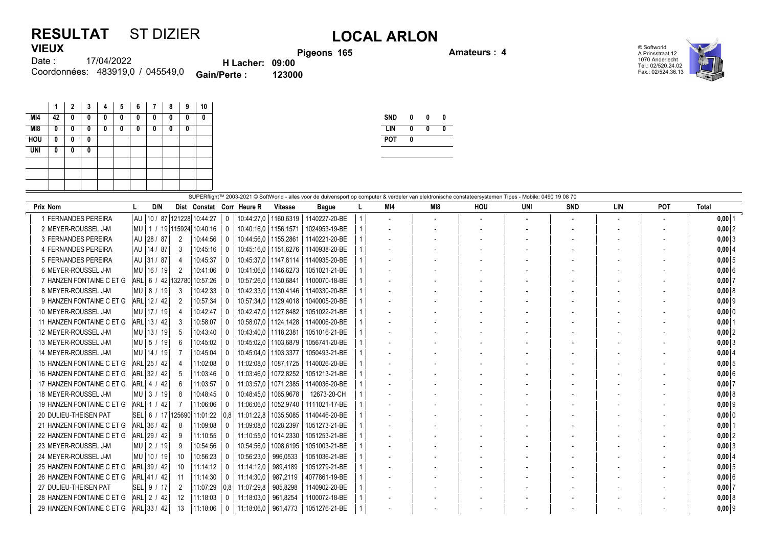# RESULTAT ST DIZIER

## LOCAL ARLON

**VIEUX**

Date : 17/04/2022

Coordonnées: 483919,0 / 045549,0

**Pigeons 165**

**H Lacher: 09:00**

**Gain/Perte : 123000**

**Amateurs : 4**

© Softworld
A.Prinsstraat 12
1070 Anderlecht
Tel.: 02/520.24.02
Fax.: 02/524.36.13

| | 1 | 2 | 3 | 4 | 5 | 6 | 7 | 8 | 9 | 10 |
|---|---|---|---|---|---|---|---|---|---|---|
| MI4 | 42 | 0 | 0 | 0 | 0 | 0 | 0 | 0 | 0 | 0 |
| MI8 | 0 | 0 | 0 | 0 | 0 | 0 | 0 | 0 | 0 | |
| HOU | 0 | 0 | 0 | | | | | | | |
| UNI | 0 | 0 | 0 | | | | | | | |

| | | | |
|---|---|---|---|
| SND | 0 | 0 | 0 |
| LIN | 0 | 0 | 0 |
| POT | 0 | | |

SUPERflight™ 2003-2021 © SoftWorld - alles voor de duivensport op computer & verdeler van elektronische constateersystemen Tipes - Mobile: 0490 19 08 70

| Prix | Nom | L | D/N | Dist | Constat | Corr | Heure R | Vitesse | Bague | L | MI4 | MI8 | HOU | UNI | SND | LIN | POT | Total | |
|---|---|---|---|---|---|---|---|---|---|---|---|---|---|---|---|---|---|---|---|
| 1 | FERNANDES PEREIRA | AU | 10 / 87 | 121228 | 10:44:27 | 0 | 10:44:27,0 | 1160,6319 | 1140227-20-BE | 1 | - | - | - | - | - | - | - | 0,00 | 1 |
| 2 | MEYER-ROUSSEL J-M | MU | 1 / 19 | 115924 | 10:40:16 | 0 | 10:40:16,0 | 1156,1571 | 1024953-19-BE | 1 | - | - | - | - | - | - | - | 0,00 | 2 |
| 3 | FERNANDES PEREIRA | AU | 28 / 87 | 2 | 10:44:56 | 0 | 10:44:56,0 | 1155,2861 | 1140221-20-BE | 1 | - | - | - | - | - | - | - | 0,00 | 3 |
| 4 | FERNANDES PEREIRA | AU | 14 / 87 | 3 | 10:45:16 | 0 | 10:45:16,0 | 1151,6276 | 1140938-20-BE | 1 | - | - | - | - | - | - | - | 0,00 | 4 |
| 5 | FERNANDES PEREIRA | AU | 31 / 87 | 4 | 10:45:37 | 0 | 10:45:37,0 | 1147,8114 | 1140935-20-BE | 1 | - | - | - | - | - | - | - | 0,00 | 5 |
| 6 | MEYER-ROUSSEL J-M | MU | 16 / 19 | 2 | 10:41:06 | 0 | 10:41:06,0 | 1146,6273 | 1051021-21-BE | 1 | - | - | - | - | - | - | - | 0,00 | 6 |
| 7 | HANZEN FONTAINE C ET G | ARL | 6 / 42 | 132780 | 10:57:26 | 0 | 10:57:26,0 | 1130,6841 | 1100070-18-BE | 1 | - | - | - | - | - | - | - | 0,00 | 7 |
| 8 | MEYER-ROUSSEL J-M | MU | 8 / 19 | 3 | 10:42:33 | 0 | 10:42:33,0 | 1130,4146 | 1140330-20-BE | 1 | - | - | - | - | - | - | - | 0,00 | 8 |
| 9 | HANZEN FONTAINE C ET G | ARL | 12 / 42 | 2 | 10:57:34 | 0 | 10:57:34,0 | 1129,4018 | 1040005-20-BE | 1 | - | - | - | - | - | - | - | 0,00 | 9 |
| 10 | MEYER-ROUSSEL J-M | MU | 17 / 19 | 4 | 10:42:47 | 0 | 10:42:47,0 | 1127,8482 | 1051022-21-BE | 1 | - | - | - | - | - | - | - | 0,00 | 0 |
| 11 | HANZEN FONTAINE C ET G | ARL | 13 / 42 | 3 | 10:58:07 | 0 | 10:58:07,0 | 1124,1428 | 1140006-20-BE | 1 | - | - | - | - | - | - | - | 0,00 | 1 |
| 12 | MEYER-ROUSSEL J-M | MU | 13 / 19 | 5 | 10:43:40 | 0 | 10:43:40,0 | 1118,2381 | 1051016-21-BE | 1 | - | - | - | - | - | - | - | 0,00 | 2 |
| 13 | MEYER-ROUSSEL J-M | MU | 5 / 19 | 6 | 10:45:02 | 0 | 10:45:02,0 | 1103,6879 | 1056741-20-BE | 1 | - | - | - | - | - | - | - | 0,00 | 3 |
| 14 | MEYER-ROUSSEL J-M | MU | 14 / 19 | 7 | 10:45:04 | 0 | 10:45:04,0 | 1103,3377 | 1050493-21-BE | 1 | - | - | - | - | - | - | - | 0,00 | 4 |
| 15 | HANZEN FONTAINE C ET G | ARL | 25 / 42 | 4 | 11:02:08 | 0 | 11:02:08,0 | 1087,1725 | 1140026-20-BE | 1 | - | - | - | - | - | - | - | 0,00 | 5 |
| 16 | HANZEN FONTAINE C ET G | ARL | 32 / 42 | 5 | 11:03:46 | 0 | 11:03:46,0 | 1072,8252 | 1051213-21-BE | 1 | - | - | - | - | - | - | - | 0,00 | 6 |
| 17 | HANZEN FONTAINE C ET G | ARL | 4 / 42 | 6 | 11:03:57 | 0 | 11:03:57,0 | 1071,2385 | 1140036-20-BE | 1 | - | - | - | - | - | - | - | 0,00 | 7 |
| 18 | MEYER-ROUSSEL J-M | MU | 3 / 19 | 8 | 10:48:45 | 0 | 10:48:45,0 | 1065,9678 | 12673-20-CH | 1 | - | - | - | - | - | - | - | 0,00 | 8 |
| 19 | HANZEN FONTAINE C ET G | ARL | 1 / 42 | 7 | 11:06:06 | 0 | 11:06:06,0 | 1052,9740 | 1111021-17-BE | 1 | - | - | - | - | - | - | - | 0,00 | 9 |
| 20 | DULIEU-THEISEN PAT | SEL | 6 / 17 | 125690 | 11:01:22 | 0,8 | 11:01:22,8 | 1035,5085 | 1140446-20-BE | 1 | - | - | - | - | - | - | - | 0,00 | 0 |
| 21 | HANZEN FONTAINE C ET G | ARL | 36 / 42 | 8 | 11:09:08 | 0 | 11:09:08,0 | 1028,2397 | 1051273-21-BE | 1 | - | - | - | - | - | - | - | 0,00 | 1 |
| 22 | HANZEN FONTAINE C ET G | ARL | 29 / 42 | 9 | 11:10:55 | 0 | 11:10:55,0 | 1014,2330 | 1051253-21-BE | 1 | - | - | - | - | - | - | - | 0,00 | 2 |
| 23 | MEYER-ROUSSEL J-M | MU | 2 / 19 | 9 | 10:54:56 | 0 | 10:54:56,0 | 1008,6195 | 1051003-21-BE | 1 | - | - | - | - | - | - | - | 0,00 | 3 |
| 24 | MEYER-ROUSSEL J-M | MU | 10 / 19 | 10 | 10:56:23 | 0 | 10:56:23,0 | 996,0533 | 1051036-21-BE | 1 | - | - | - | - | - | - | - | 0,00 | 4 |
| 25 | HANZEN FONTAINE C ET G | ARL | 39 / 42 | 10 | 11:14:12 | 0 | 11:14:12,0 | 989,4189 | 1051279-21-BE | 1 | - | - | - | - | - | - | - | 0,00 | 5 |
| 26 | HANZEN FONTAINE C ET G | ARL | 41 / 42 | 11 | 11:14:30 | 0 | 11:14:30,0 | 987,2119 | 4077861-19-BE | 1 | - | - | - | - | - | - | - | 0,00 | 6 |
| 27 | DULIEU-THEISEN PAT | SEL | 9 / 17 | 2 | 11:07:29 | 0,8 | 11:07:29,8 | 985,8298 | 1140902-20-BE | 1 | - | - | - | - | - | - | - | 0,00 | 7 |
| 28 | HANZEN FONTAINE C ET G | ARL | 2 / 42 | 12 | 11:18:03 | 0 | 11:18:03,0 | 961,8254 | 1100072-18-BE | 1 | - | - | - | - | - | - | - | 0,00 | 8 |
| 29 | HANZEN FONTAINE C ET G | ARL | 33 / 42 | 13 | 11:18:06 | 0 | 11:18:06,0 | 961,4773 | 1051276-21-BE | 1 | - | - | - | - | - | - | - | 0,00 | 9 |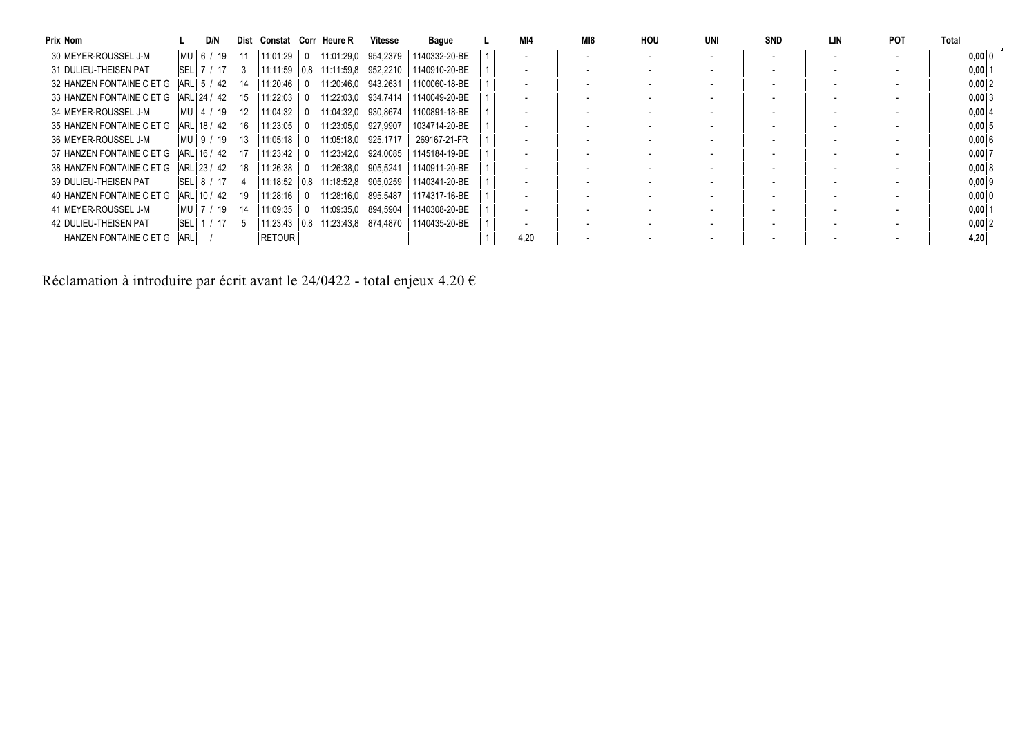| Prix | Nom | L | D/N | Dist | Constat | Corr | Heure R | Vitesse | Bague | L | MI4 | MI8 | HOU | UNI | SND | LIN | POT | Total | |
|---|---|---|---|---|---|---|---|---|---|---|---|---|---|---|---|---|---|---|---|
| 30 | MEYER-ROUSSEL J-M | MU | 6 / 19 | 11 | 11:01:29 | 0 | 11:01:29,0 | 954,2379 | 1140332-20-BE | 1 | - | - | - | - | - | - | - | 0,00 | 0 |
| 31 | DULIEU-THEISEN PAT | SEL | 7 / 17 | 3 | 11:11:59 | 0,8 | 11:11:59,8 | 952,2210 | 1140910-20-BE | 1 | - | - | - | - | - | - | - | 0,00 | 1 |
| 32 | HANZEN FONTAINE C ET G | ARL | 5 / 42 | 14 | 11:20:46 | 0 | 11:20:46,0 | 943,2631 | 1100060-18-BE | 1 | - | - | - | - | - | - | - | 0,00 | 2 |
| 33 | HANZEN FONTAINE C ET G | ARL | 24 / 42 | 15 | 11:22:03 | 0 | 11:22:03,0 | 934,7414 | 1140049-20-BE | 1 | - | - | - | - | - | - | - | 0,00 | 3 |
| 34 | MEYER-ROUSSEL J-M | MU | 4 / 19 | 12 | 11:04:32 | 0 | 11:04:32,0 | 930,8674 | 1100891-18-BE | 1 | - | - | - | - | - | - | - | 0,00 | 4 |
| 35 | HANZEN FONTAINE C ET G | ARL | 18 / 42 | 16 | 11:23:05 | 0 | 11:23:05,0 | 927,9907 | 1034714-20-BE | 1 | - | - | - | - | - | - | - | 0,00 | 5 |
| 36 | MEYER-ROUSSEL J-M | MU | 9 / 19 | 13 | 11:05:18 | 0 | 11:05:18,0 | 925,1717 | 269167-21-FR | 1 | - | - | - | - | - | - | - | 0,00 | 6 |
| 37 | HANZEN FONTAINE C ET G | ARL | 16 / 42 | 17 | 11:23:42 | 0 | 11:23:42,0 | 924,0085 | 1145184-19-BE | 1 | - | - | - | - | - | - | - | 0,00 | 7 |
| 38 | HANZEN FONTAINE C ET G | ARL | 23 / 42 | 18 | 11:26:38 | 0 | 11:26:38,0 | 905,5241 | 1140911-20-BE | 1 | - | - | - | - | - | - | - | 0,00 | 8 |
| 39 | DULIEU-THEISEN PAT | SEL | 8 / 17 | 4 | 11:18:52 | 0,8 | 11:18:52,8 | 905,0259 | 1140341-20-BE | 1 | - | - | - | - | - | - | - | 0,00 | 9 |
| 40 | HANZEN FONTAINE C ET G | ARL | 10 / 42 | 19 | 11:28:16 | 0 | 11:28:16,0 | 895,5487 | 1174317-16-BE | 1 | - | - | - | - | - | - | - | 0,00 | 0 |
| 41 | MEYER-ROUSSEL J-M | MU | 7 / 19 | 14 | 11:09:35 | 0 | 11:09:35,0 | 894,5904 | 1140308-20-BE | 1 | - | - | - | - | - | - | - | 0,00 | 1 |
| 42 | DULIEU-THEISEN PAT | SEL | 1 / 17 | 5 | 11:23:43 | 0,8 | 11:23:43,8 | 874,4870 | 1140435-20-BE | 1 | - | - | - | - | - | - | - | 0,00 | 2 |
| | HANZEN FONTAINE C ET G | ARL | / | | RETOUR | | | | | 1 | 4,20 | - | - | - | - | - | - | 4,20 | |

Réclamation à introduire par écrit avant le 24/0422 - total enjeux 4.20 €